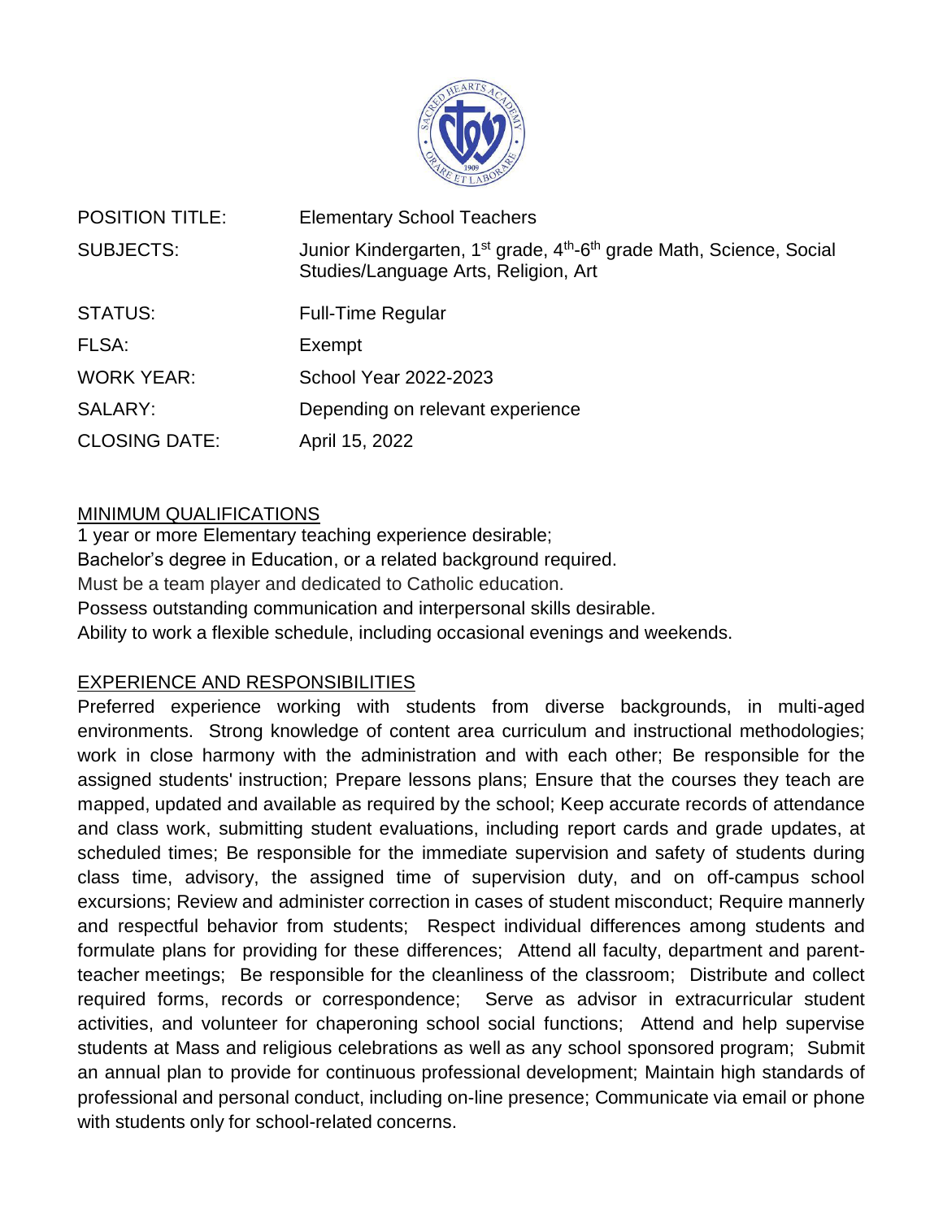| | |
|---|---|
| POSITION TITLE: | Elementary School Teachers |
| SUBJECTS: | Junior Kindergarten, 1st grade, 4th-6th grade Math, Science, Social Studies/Language Arts, Religion, Art |
| STATUS: | Full-Time Regular |
| FLSA: | Exempt |
| WORK YEAR: | School Year 2022-2023 |
| SALARY: | Depending on relevant experience |
| CLOSING DATE: | April 15, 2022 |

## MINIMUM QUALIFICATIONS

1 year or more Elementary teaching experience desirable;
Bachelor's degree in Education, or a related background required.
Must be a team player and dedicated to Catholic education.
Possess outstanding communication and interpersonal skills desirable.
Ability to work a flexible schedule, including occasional evenings and weekends.

## EXPERIENCE AND RESPONSIBILITIES

Preferred experience working with students from diverse backgrounds, in multi-aged environments. Strong knowledge of content area curriculum and instructional methodologies; work in close harmony with the administration and with each other; Be responsible for the assigned students' instruction; Prepare lessons plans; Ensure that the courses they teach are mapped, updated and available as required by the school; Keep accurate records of attendance and class work, submitting student evaluations, including report cards and grade updates, at scheduled times; Be responsible for the immediate supervision and safety of students during class time, advisory, the assigned time of supervision duty, and on off-campus school excursions; Review and administer correction in cases of student misconduct; Require mannerly and respectful behavior from students; Respect individual differences among students and formulate plans for providing for these differences; Attend all faculty, department and parent-teacher meetings; Be responsible for the cleanliness of the classroom; Distribute and collect required forms, records or correspondence; Serve as advisor in extracurricular student activities, and volunteer for chaperoning school social functions; Attend and help supervise students at Mass and religious celebrations as well as any school sponsored program; Submit an annual plan to provide for continuous professional development; Maintain high standards of professional and personal conduct, including on-line presence; Communicate via email or phone with students only for school-related concerns.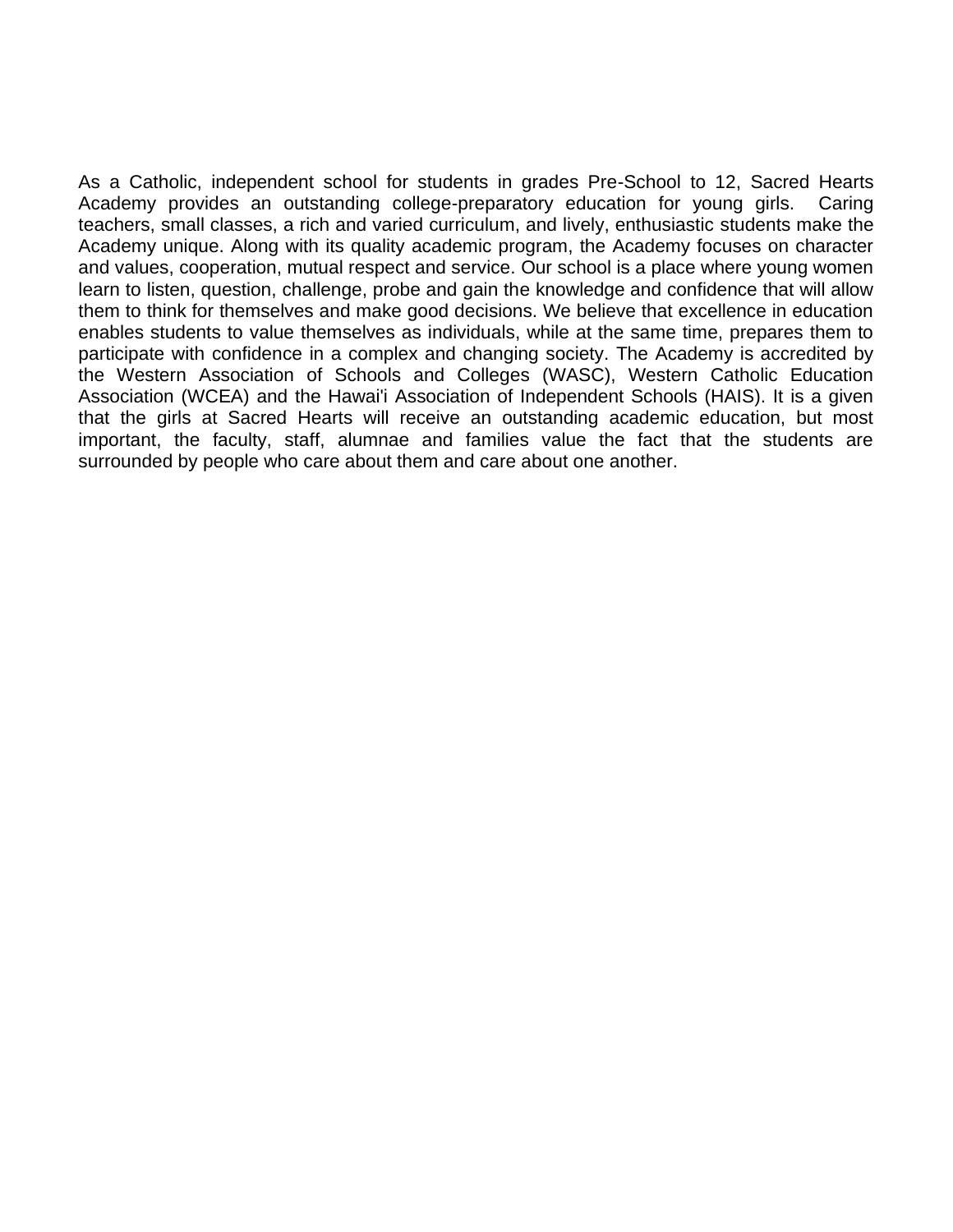As a Catholic, independent school for students in grades Pre-School to 12, Sacred Hearts Academy provides an outstanding college-preparatory education for young girls. Caring teachers, small classes, a rich and varied curriculum, and lively, enthusiastic students make the Academy unique. Along with its quality academic program, the Academy focuses on character and values, cooperation, mutual respect and service. Our school is a place where young women learn to listen, question, challenge, probe and gain the knowledge and confidence that will allow them to think for themselves and make good decisions. We believe that excellence in education enables students to value themselves as individuals, while at the same time, prepares them to participate with confidence in a complex and changing society. The Academy is accredited by the Western Association of Schools and Colleges (WASC), Western Catholic Education Association (WCEA) and the Hawai'i Association of Independent Schools (HAIS). It is a given that the girls at Sacred Hearts will receive an outstanding academic education, but most important, the faculty, staff, alumnae and families value the fact that the students are surrounded by people who care about them and care about one another.